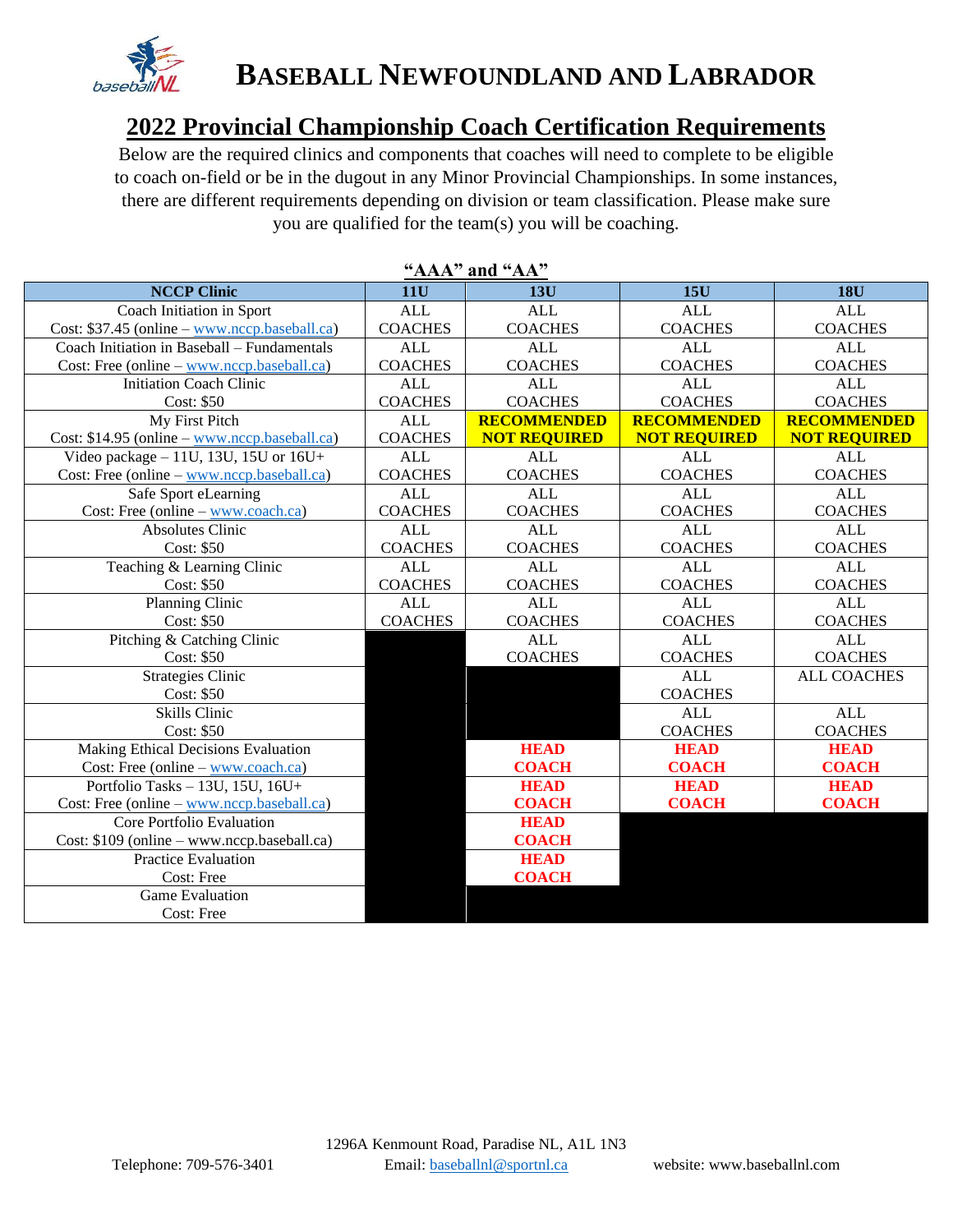# BASEBALL NEWFOUNDLAND AND LABRADOR

## 2022 Provincial Championship Coach Certification Requirements

Below are the required clinics and components that coaches will need to complete to be eligible to coach on-field or be in the dugout in any Minor Provincial Championships. In some instances, there are different requirements depending on division or team classification. Please make sure you are qualified for the team(s) you will be coaching.

### "AAA" and "AA"

| NCCP Clinic | 11U | 13U | 15U | 18U |
|---|---|---|---|---|
| Coach Initiation in Sport<br>Cost: $37.45 (online – www.nccp.baseball.ca) | ALL COACHES | ALL COACHES | ALL COACHES | ALL COACHES |
| Coach Initiation in Baseball – Fundamentals<br>Cost: Free (online – www.nccp.baseball.ca) | ALL COACHES | ALL COACHES | ALL COACHES | ALL COACHES |
| Initiation Coach Clinic<br>Cost: $50 | ALL COACHES | ALL COACHES | ALL COACHES | ALL COACHES |
| My First Pitch<br>Cost: $14.95 (online – www.nccp.baseball.ca) | ALL COACHES | **RECOMMENDED NOT REQUIRED** | **RECOMMENDED NOT REQUIRED** | **RECOMMENDED NOT REQUIRED** |
| Video package – 11U, 13U, 15U or 16U+<br>Cost: Free (online – www.nccp.baseball.ca) | ALL COACHES | ALL COACHES | ALL COACHES | ALL COACHES |
| Safe Sport eLearning<br>Cost: Free (online – www.coach.ca) | ALL COACHES | ALL COACHES | ALL COACHES | ALL COACHES |
| Absolutes Clinic<br>Cost: $50 | ALL COACHES | ALL COACHES | ALL COACHES | ALL COACHES |
| Teaching & Learning Clinic<br>Cost: $50 | ALL COACHES | ALL COACHES | ALL COACHES | ALL COACHES |
| Planning Clinic<br>Cost: $50 | ALL COACHES | ALL COACHES | ALL COACHES | ALL COACHES |
| Pitching & Catching Clinic<br>Cost: $50 | | ALL COACHES | ALL COACHES | ALL COACHES |
| Strategies Clinic<br>Cost: $50 | | | ALL COACHES | ALL COACHES |
| Skills Clinic<br>Cost: $50 | | | ALL COACHES | ALL COACHES |
| Making Ethical Decisions Evaluation<br>Cost: Free (online – www.coach.ca) | | **HEAD COACH** | **HEAD COACH** | **HEAD COACH** |
| Portfolio Tasks – 13U, 15U, 16U+<br>Cost: Free (online – www.nccp.baseball.ca) | | **HEAD COACH** | **HEAD COACH** | **HEAD COACH** |
| Core Portfolio Evaluation<br>Cost: $109 (online – www.nccp.baseball.ca) | | **HEAD COACH** | | |
| Practice Evaluation<br>Cost: Free | | **HEAD COACH** | | |
| Game Evaluation<br>Cost: Free | | | | |

1296A Kenmount Road, Paradise NL, A1L 1N3

Telephone: 709-576-3401 Email: baseballnl@sportnl.ca website: www.baseballnl.com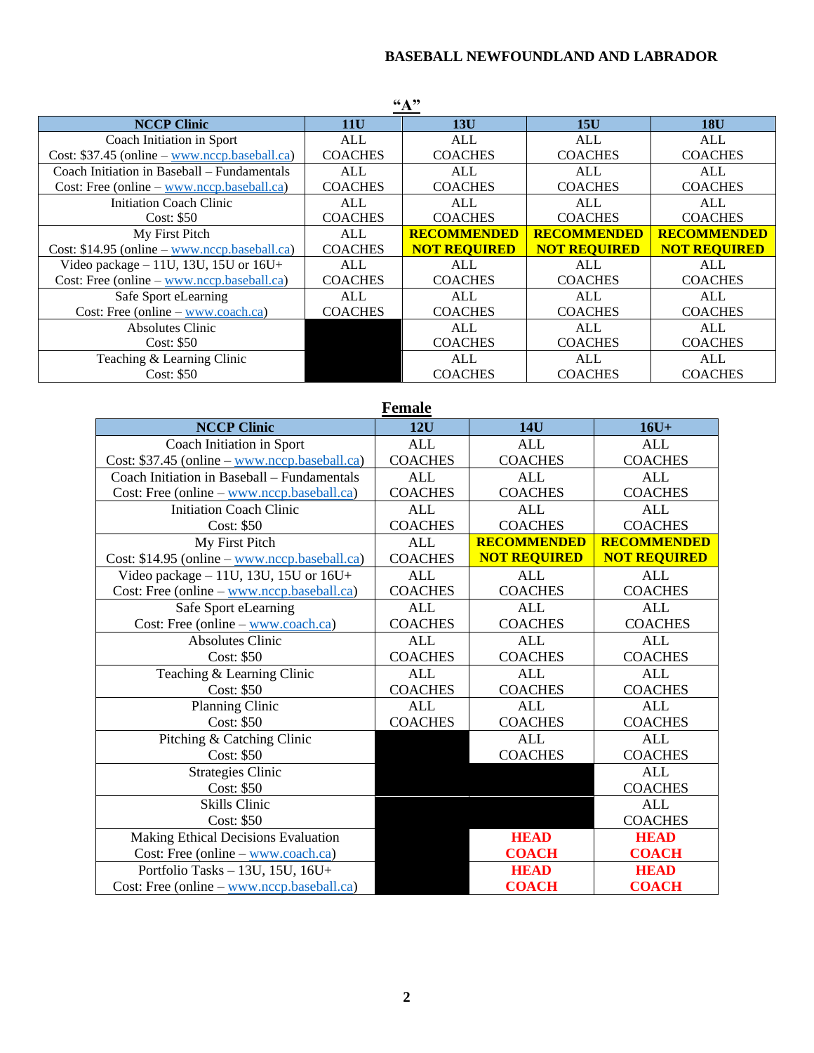**BASEBALL NEWFOUNDLAND AND LABRADOR**

## "A"

| NCCP Clinic | 11U | 13U | 15U | 18U |
|---|---|---|---|---|
| Coach Initiation in Sport<br>Cost: $37.45 (online – www.nccp.baseball.ca) | ALL COACHES | ALL COACHES | ALL COACHES | ALL COACHES |
| Coach Initiation in Baseball – Fundamentals<br>Cost: Free (online – www.nccp.baseball.ca) | ALL COACHES | ALL COACHES | ALL COACHES | ALL COACHES |
| Initiation Coach Clinic<br>Cost: $50 | ALL COACHES | ALL COACHES | ALL COACHES | ALL COACHES |
| My First Pitch<br>Cost: $14.95 (online – www.nccp.baseball.ca) | ALL COACHES | **RECOMMENDED NOT REQUIRED** | **RECOMMENDED NOT REQUIRED** | **RECOMMENDED NOT REQUIRED** |
| Video package – 11U, 13U, 15U or 16U+<br>Cost: Free (online – www.nccp.baseball.ca) | ALL COACHES | ALL COACHES | ALL COACHES | ALL COACHES |
| Safe Sport eLearning<br>Cost: Free (online – www.coach.ca) | ALL COACHES | ALL COACHES | ALL COACHES | ALL COACHES |
| Absolutes Clinic<br>Cost: $50 | | ALL COACHES | ALL COACHES | ALL COACHES |
| Teaching & Learning Clinic<br>Cost: $50 | | ALL COACHES | ALL COACHES | ALL COACHES |

## Female

| NCCP Clinic | 12U | 14U | 16U+ |
|---|---|---|---|
| Coach Initiation in Sport<br>Cost: $37.45 (online – www.nccp.baseball.ca) | ALL COACHES | ALL COACHES | ALL COACHES |
| Coach Initiation in Baseball – Fundamentals<br>Cost: Free (online – www.nccp.baseball.ca) | ALL COACHES | ALL COACHES | ALL COACHES |
| Initiation Coach Clinic<br>Cost: $50 | ALL COACHES | ALL COACHES | ALL COACHES |
| My First Pitch<br>Cost: $14.95 (online – www.nccp.baseball.ca) | ALL COACHES | **RECOMMENDED NOT REQUIRED** | **RECOMMENDED NOT REQUIRED** |
| Video package – 11U, 13U, 15U or 16U+<br>Cost: Free (online – www.nccp.baseball.ca) | ALL COACHES | ALL COACHES | ALL COACHES |
| Safe Sport eLearning<br>Cost: Free (online – www.coach.ca) | ALL COACHES | ALL COACHES | ALL COACHES |
| Absolutes Clinic<br>Cost: $50 | ALL COACHES | ALL COACHES | ALL COACHES |
| Teaching & Learning Clinic<br>Cost: $50 | ALL COACHES | ALL COACHES | ALL COACHES |
| Planning Clinic<br>Cost: $50 | ALL COACHES | ALL COACHES | ALL COACHES |
| Pitching & Catching Clinic<br>Cost: $50 | | ALL COACHES | ALL COACHES |
| Strategies Clinic<br>Cost: $50 | | | ALL COACHES |
| Skills Clinic<br>Cost: $50 | | | ALL COACHES |
| Making Ethical Decisions Evaluation<br>Cost: Free (online – www.coach.ca) | | **HEAD COACH** | **HEAD COACH** |
| Portfolio Tasks – 13U, 15U, 16U+<br>Cost: Free (online – www.nccp.baseball.ca) | | **HEAD COACH** | **HEAD COACH** |